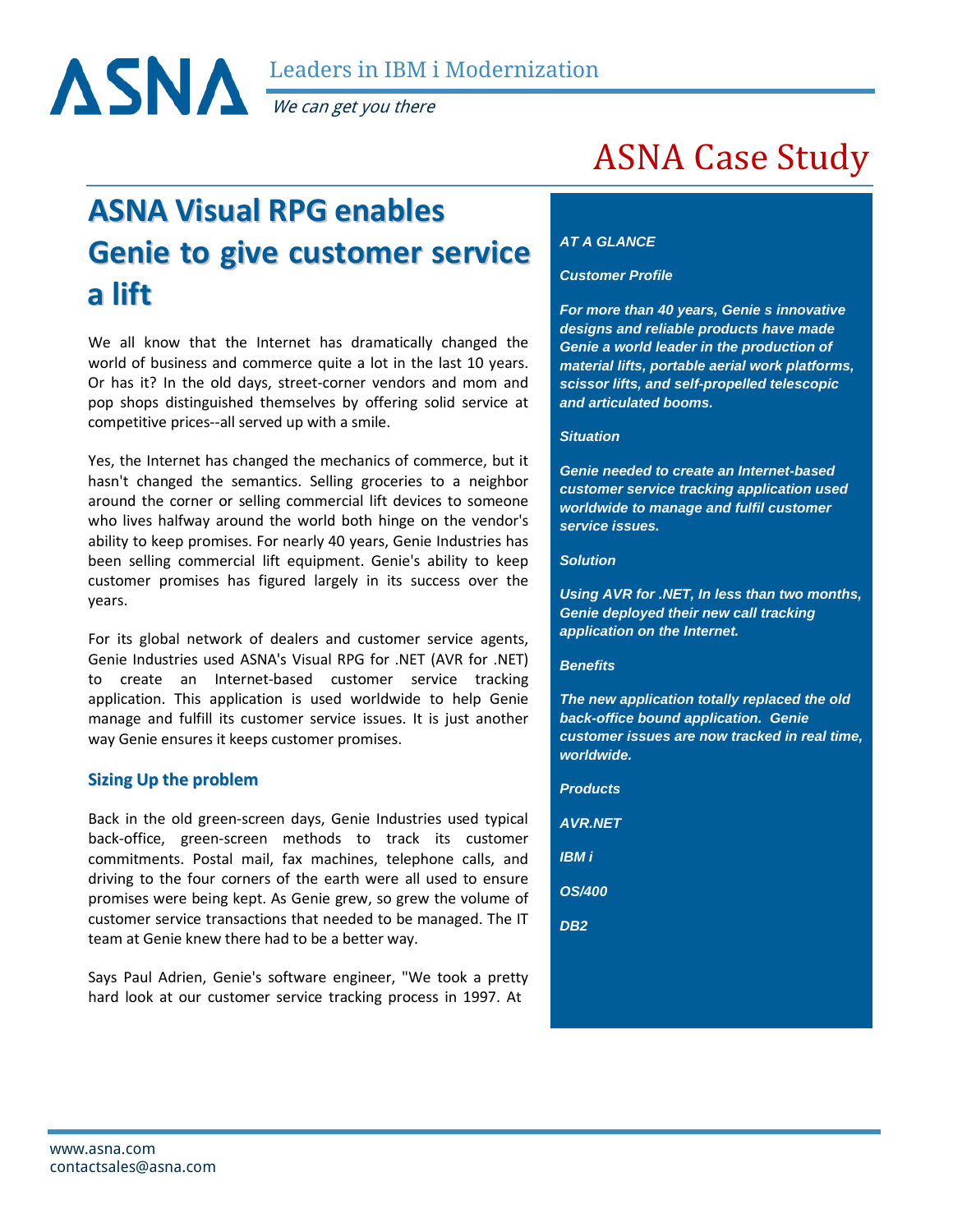# ASNA Case Study

## ASNA Visual RPG enables Genie to give customer service a lift

We all know that the Internet has dramatically changed the world of business and commerce quite a lot in the last 10 years. Or has it? In the old days, street-corner vendors and mom and pop shops distinguished themselves by offering solid service at competitive prices--all served up with a smile.

Yes, the Internet has changed the mechanics of commerce, but it hasn't changed the semantics. Selling groceries to a neighbor around the corner or selling commercial lift devices to someone who lives halfway around the world both hinge on the vendor's ability to keep promises. For nearly 40 years, Genie Industries has been selling commercial lift equipment. Genie's ability to keep customer promises has figured largely in its success over the years.

For its global network of dealers and customer service agents, Genie Industries used ASNA's Visual RPG for .NET (AVR for .NET) to create an Internet-based customer service tracking application. This application is used worldwide to help Genie manage and fulfill its customer service issues. It is just another way Genie ensures it keeps customer promises.

### Sizing Up the problem

Back in the old green-screen days, Genie Industries used typical back-office, green-screen methods to track its customer commitments. Postal mail, fax machines, telephone calls, and driving to the four corners of the earth were all used to ensure promises were being kept. As Genie grew, so grew the volume of customer service transactions that needed to be managed. The IT team at Genie knew there had to be a better way.

Says Paul Adrien, Genie's software engineer, "We took a pretty hard look at our customer service tracking process in 1997. At

***AT A GLANCE***

***Customer Profile***

***For more than 40 years, Genie s innovative designs and reliable products have made Genie a world leader in the production of material lifts, portable aerial work platforms, scissor lifts, and self-propelled telescopic and articulated booms.***

***Situation***

***Genie needed to create an Internet-based customer service tracking application used worldwide to manage and fulfil customer service issues.***

***Solution***

***Using AVR for .NET, In less than two months, Genie deployed their new call tracking application on the Internet.***

***Benefits***

***The new application totally replaced the old back-office bound application. Genie customer issues are now tracked in real time, worldwide.***

***Products***

***AVR.NET***

***IBM i***

***OS/400***

***DB2***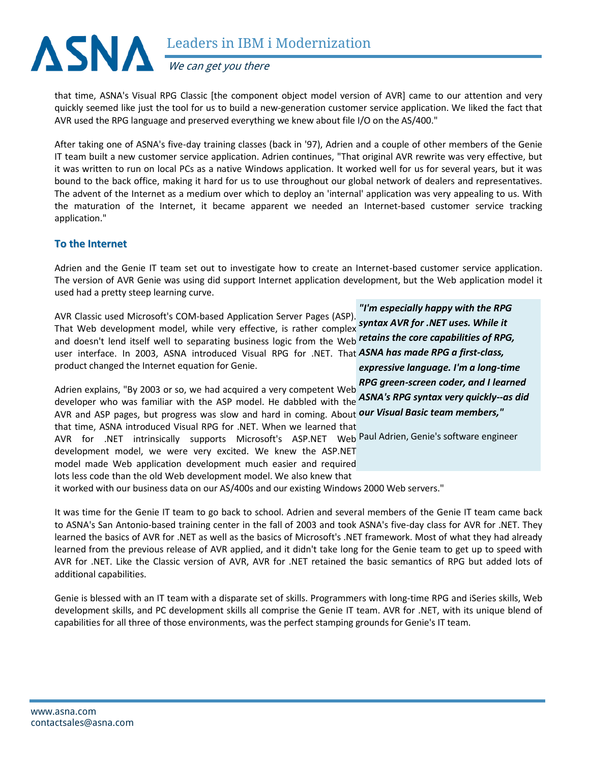that time, ASNA's Visual RPG Classic [the component object model version of AVR] came to our attention and very quickly seemed like just the tool for us to build a new-generation customer service application. We liked the fact that AVR used the RPG language and preserved everything we knew about file I/O on the AS/400."

After taking one of ASNA's five-day training classes (back in '97), Adrien and a couple of other members of the Genie IT team built a new customer service application. Adrien continues, "That original AVR rewrite was very effective, but it was written to run on local PCs as a native Windows application. It worked well for us for several years, but it was bound to the back office, making it hard for us to use throughout our global network of dealers and representatives. The advent of the Internet as a medium over which to deploy an 'internal' application was very appealing to us. With the maturation of the Internet, it became apparent we needed an Internet-based customer service tracking application."

## To the Internet

Adrien and the Genie IT team set out to investigate how to create an Internet-based customer service application. The version of AVR Genie was using did support Internet application development, but the Web application model it used had a pretty steep learning curve.

AVR Classic used Microsoft's COM-based Application Server Pages (ASP). That Web development model, while very effective, is rather complex and doesn't lend itself well to separating business logic from the Web user interface. In 2003, ASNA introduced Visual RPG for .NET. That product changed the Internet equation for Genie.

Adrien explains, "By 2003 or so, we had acquired a very competent Web developer who was familiar with the ASP model. He dabbled with the AVR and ASP pages, but progress was slow and hard in coming. About that time, ASNA introduced Visual RPG for .NET. When we learned that AVR for .NET intrinsically supports Microsoft's ASP.NET Web development model, we were very excited. We knew the ASP.NET model made Web application development much easier and required lots less code than the old Web development model. We also knew that it worked with our business data on our AS/400s and our existing Windows 2000 Web servers."

> ***"I'm especially happy with the RPG syntax AVR for .NET uses. While it retains the core capabilities of RPG, ASNA has made RPG a first-class, expressive language. I'm a long-time RPG green-screen coder, and I learned ASNA's RPG syntax very quickly--as did our Visual Basic team members,"***
>
> Paul Adrien, Genie's software engineer

It was time for the Genie IT team to go back to school. Adrien and several members of the Genie IT team came back to ASNA's San Antonio-based training center in the fall of 2003 and took ASNA's five-day class for AVR for .NET. They learned the basics of AVR for .NET as well as the basics of Microsoft's .NET framework. Most of what they had already learned from the previous release of AVR applied, and it didn't take long for the Genie team to get up to speed with AVR for .NET. Like the Classic version of AVR, AVR for .NET retained the basic semantics of RPG but added lots of additional capabilities.

Genie is blessed with an IT team with a disparate set of skills. Programmers with long-time RPG and iSeries skills, Web development skills, and PC development skills all comprise the Genie IT team. AVR for .NET, with its unique blend of capabilities for all three of those environments, was the perfect stamping grounds for Genie's IT team.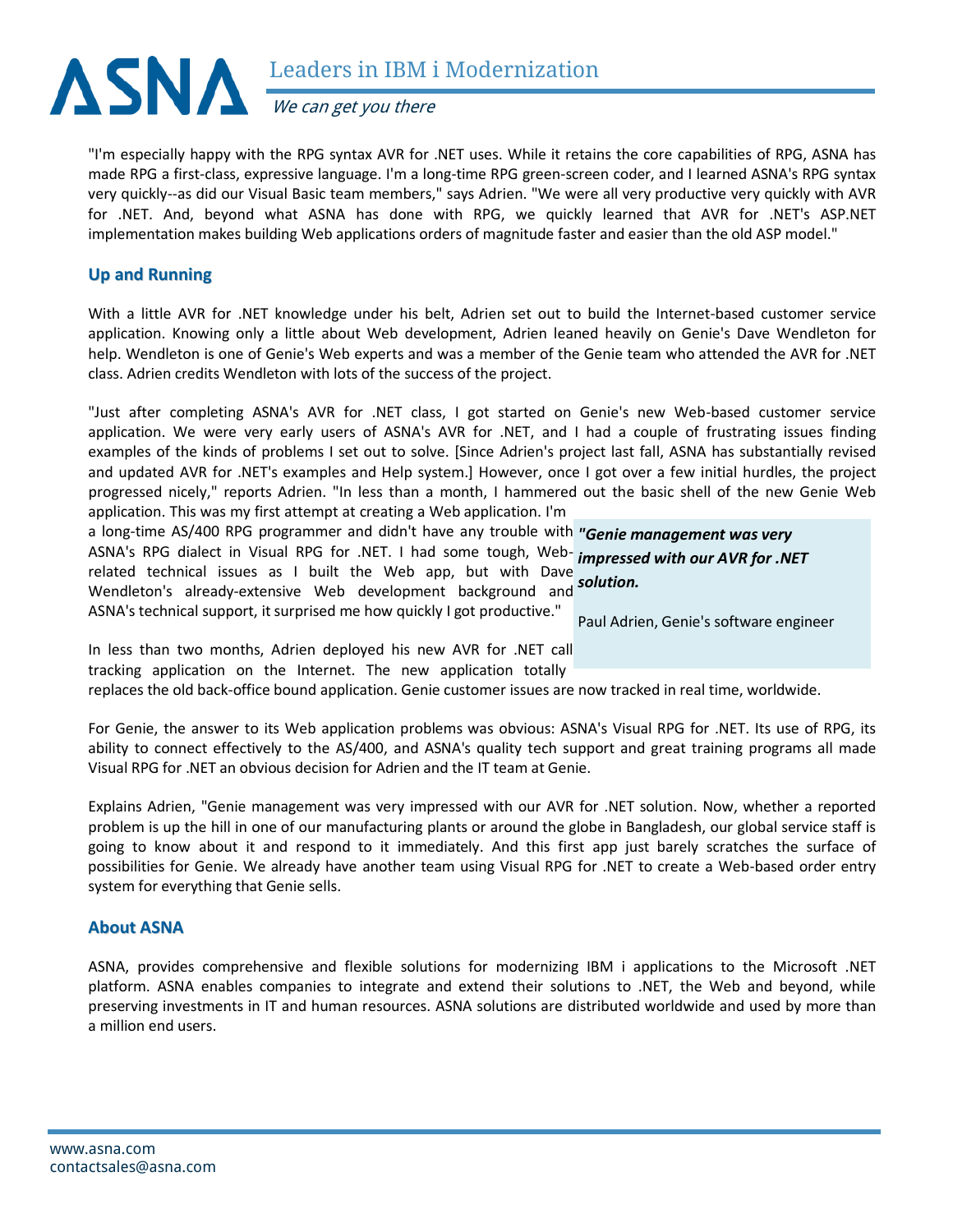"I'm especially happy with the RPG syntax AVR for .NET uses. While it retains the core capabilities of RPG, ASNA has made RPG a first-class, expressive language. I'm a long-time RPG green-screen coder, and I learned ASNA's RPG syntax very quickly--as did our Visual Basic team members," says Adrien. "We were all very productive very quickly with AVR for .NET. And, beyond what ASNA has done with RPG, we quickly learned that AVR for .NET's ASP.NET implementation makes building Web applications orders of magnitude faster and easier than the old ASP model."

## Up and Running

With a little AVR for .NET knowledge under his belt, Adrien set out to build the Internet-based customer service application. Knowing only a little about Web development, Adrien leaned heavily on Genie's Dave Wendleton for help. Wendleton is one of Genie's Web experts and was a member of the Genie team who attended the AVR for .NET class. Adrien credits Wendleton with lots of the success of the project.

"Just after completing ASNA's AVR for .NET class, I got started on Genie's new Web-based customer service application. We were very early users of ASNA's AVR for .NET, and I had a couple of frustrating issues finding examples of the kinds of problems I set out to solve. [Since Adrien's project last fall, ASNA has substantially revised and updated AVR for .NET's examples and Help system.] However, once I got over a few initial hurdles, the project progressed nicely," reports Adrien. "In less than a month, I hammered out the basic shell of the new Genie Web application. This was my first attempt at creating a Web application. I'm a long-time AS/400 RPG programmer and didn't have any trouble with ASNA's RPG dialect in Visual RPG for .NET. I had some tough, Web-related technical issues as I built the Web app, but with Dave Wendleton's already-extensive Web development background and ASNA's technical support, it surprised me how quickly I got productive."

> ***"Genie management was very impressed with our AVR for .NET solution.***
>
> Paul Adrien, Genie's software engineer

In less than two months, Adrien deployed his new AVR for .NET call tracking application on the Internet. The new application totally replaces the old back-office bound application. Genie customer issues are now tracked in real time, worldwide.

For Genie, the answer to its Web application problems was obvious: ASNA's Visual RPG for .NET. Its use of RPG, its ability to connect effectively to the AS/400, and ASNA's quality tech support and great training programs all made Visual RPG for .NET an obvious decision for Adrien and the IT team at Genie.

Explains Adrien, "Genie management was very impressed with our AVR for .NET solution. Now, whether a reported problem is up the hill in one of our manufacturing plants or around the globe in Bangladesh, our global service staff is going to know about it and respond to it immediately. And this first app just barely scratches the surface of possibilities for Genie. We already have another team using Visual RPG for .NET to create a Web-based order entry system for everything that Genie sells.

## About ASNA

ASNA, provides comprehensive and flexible solutions for modernizing IBM i applications to the Microsoft .NET platform. ASNA enables companies to integrate and extend their solutions to .NET, the Web and beyond, while preserving investments in IT and human resources. ASNA solutions are distributed worldwide and used by more than a million end users.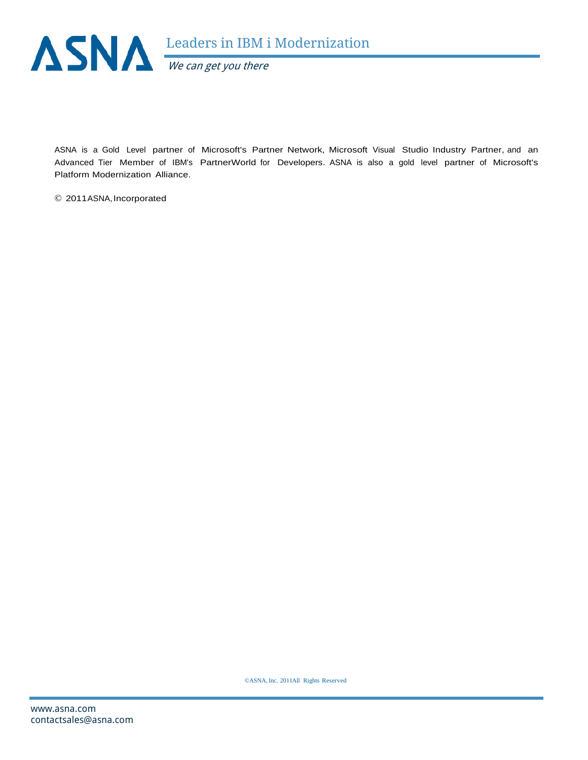ASNA is a Gold Level partner of Microsoft's Partner Network, Microsoft Visual Studio Industry Partner, and an Advanced Tier Member of IBM's PartnerWorld for Developers. ASNA is also a gold level partner of Microsoft's Platform Modernization Alliance.

© 2011ASNA, Incorporated

©ASNA, Inc. 2011All Rights Reserved